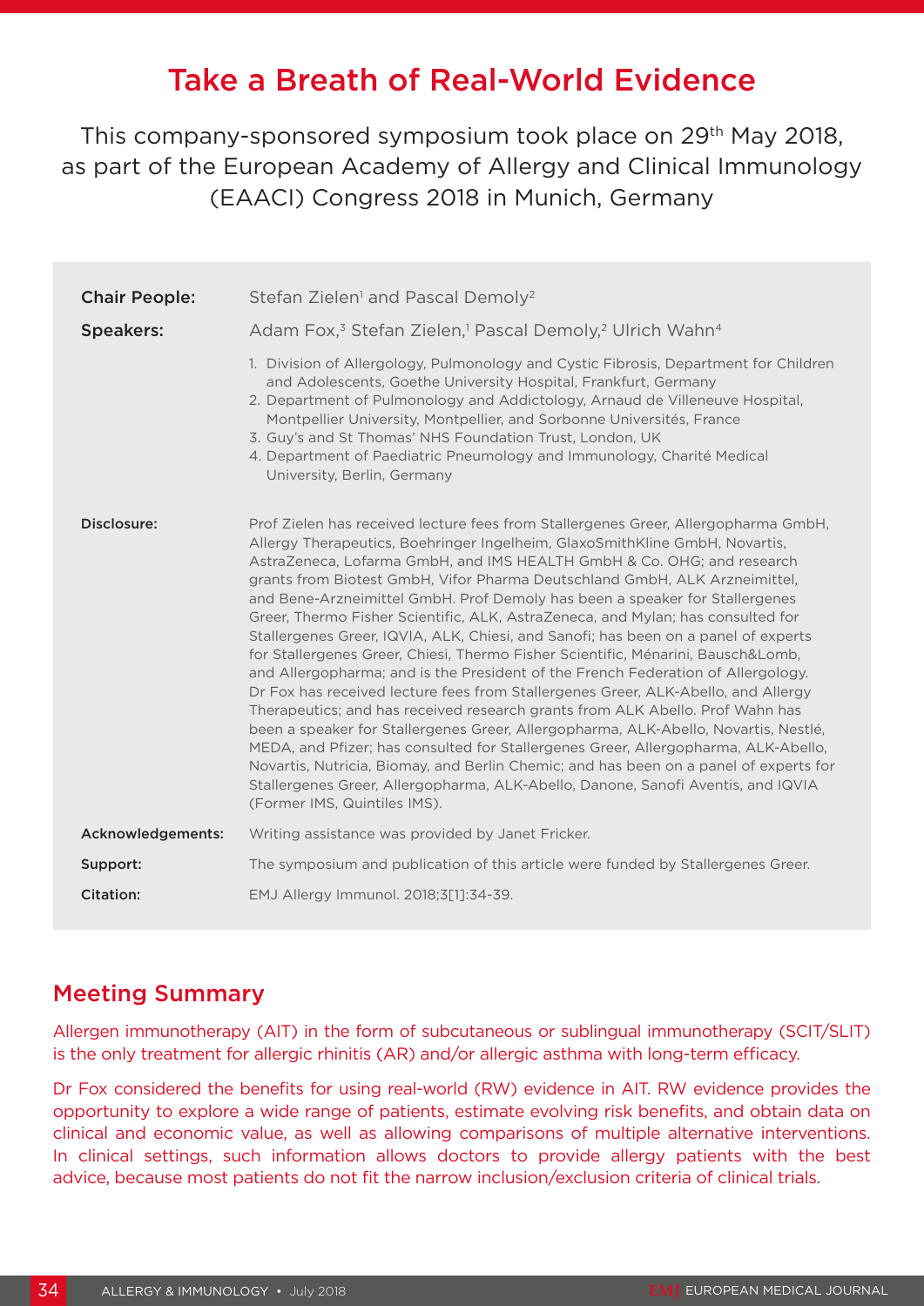# Take a Breath of Real-World Evidence

This company-sponsored symposium took place on 29th May 2018, as part of the European Academy of Allergy and Clinical Immunology (EAACI) Congress 2018 in Munich, Germany

**Chair People:** Stefan Zielen[1] and Pascal Demoly[2]

**Speakers:** Adam Fox,[3] Stefan Zielen,[1] Pascal Demoly,[2] Ulrich Wahn[4]

1. Division of Allergology, Pulmonology and Cystic Fibrosis, Department for Children and Adolescents, Goethe University Hospital, Frankfurt, Germany
2. Department of Pulmonology and Addictology, Arnaud de Villeneuve Hospital, Montpellier University, Montpellier, and Sorbonne Universités, France
3. Guy's and St Thomas' NHS Foundation Trust, London, UK
4. Department of Paediatric Pneumology and Immunology, Charité Medical University, Berlin, Germany

**Disclosure:** Prof Zielen has received lecture fees from Stallergenes Greer, Allergopharma GmbH, Allergy Therapeutics, Boehringer Ingelheim, GlaxoSmithKline GmbH, Novartis, AstraZeneca, Lofarma GmbH, and IMS HEALTH GmbH & Co. OHG; and research grants from Biotest GmbH, Vifor Pharma Deutschland GmbH, ALK Arzneimittel, and Bene-Arzneimittel GmbH. Prof Demoly has been a speaker for Stallergenes Greer, Thermo Fisher Scientific, ALK, AstraZeneca, and Mylan; has consulted for Stallergenes Greer, IQVIA, ALK, Chiesi, and Sanofi; has been on a panel of experts for Stallergenes Greer, Chiesi, Thermo Fisher Scientific, Ménarini, Bausch&Lomb, and Allergopharma; and is the President of the French Federation of Allergology. Dr Fox has received lecture fees from Stallergenes Greer, ALK-Abello, and Allergy Therapeutics; and has received research grants from ALK Abello. Prof Wahn has been a speaker for Stallergenes Greer, Allergopharma, ALK-Abello, Novartis, Nestlé, MEDA, and Pfizer; has consulted for Stallergenes Greer, Allergopharma, ALK-Abello, Novartis, Nutricia, Biomay, and Berlin Chemic; and has been on a panel of experts for Stallergenes Greer, Allergopharma, ALK-Abello, Danone, Sanofi Aventis, and IQVIA (Former IMS, Quintiles IMS).

**Acknowledgements:** Writing assistance was provided by Janet Fricker.

**Support:** The symposium and publication of this article were funded by Stallergenes Greer.

**Citation:** EMJ Allergy Immunol. 2018;3[1]:34-39.

## Meeting Summary

Allergen immunotherapy (AIT) in the form of subcutaneous or sublingual immunotherapy (SCIT/SLIT) is the only treatment for allergic rhinitis (AR) and/or allergic asthma with long-term efficacy.

Dr Fox considered the benefits for using real-world (RW) evidence in AIT. RW evidence provides the opportunity to explore a wide range of patients, estimate evolving risk benefits, and obtain data on clinical and economic value, as well as allowing comparisons of multiple alternative interventions. In clinical settings, such information allows doctors to provide allergy patients with the best advice, because most patients do not fit the narrow inclusion/exclusion criteria of clinical trials.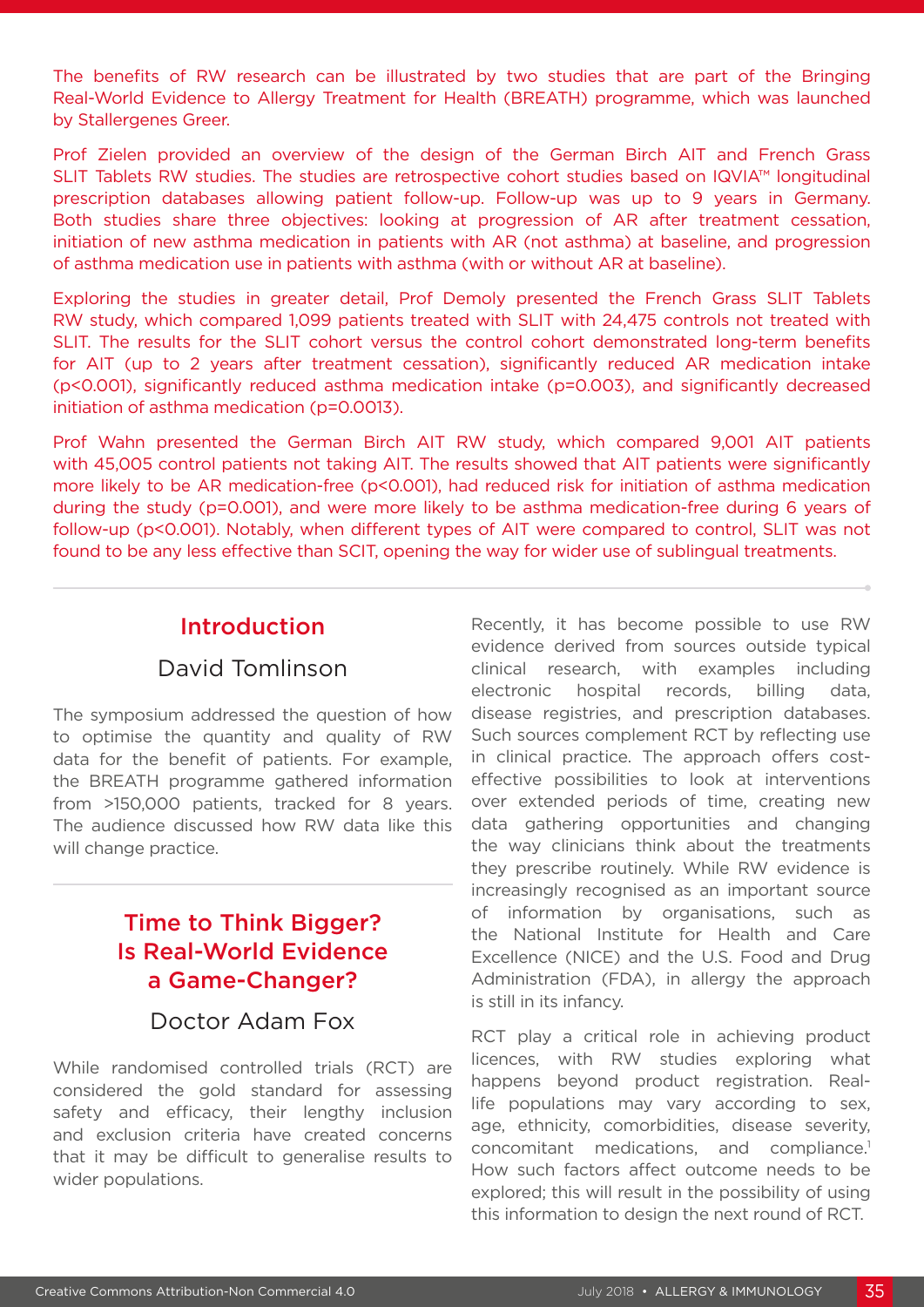The benefits of RW research can be illustrated by two studies that are part of the Bringing Real-World Evidence to Allergy Treatment for Health (BREATH) programme, which was launched by Stallergenes Greer.

Prof Zielen provided an overview of the design of the German Birch AIT and French Grass SLIT Tablets RW studies. The studies are retrospective cohort studies based on IQVIA™ longitudinal prescription databases allowing patient follow-up. Follow-up was up to 9 years in Germany. Both studies share three objectives: looking at progression of AR after treatment cessation, initiation of new asthma medication in patients with AR (not asthma) at baseline, and progression of asthma medication use in patients with asthma (with or without AR at baseline).

Exploring the studies in greater detail, Prof Demoly presented the French Grass SLIT Tablets RW study, which compared 1,099 patients treated with SLIT with 24,475 controls not treated with SLIT. The results for the SLIT cohort versus the control cohort demonstrated long-term benefits for AIT (up to 2 years after treatment cessation), significantly reduced AR medication intake ($p<0.001$), significantly reduced asthma medication intake ($p=0.003$), and significantly decreased initiation of asthma medication ($p=0.0013$).

Prof Wahn presented the German Birch AIT RW study, which compared 9,001 AIT patients with 45,005 control patients not taking AIT. The results showed that AIT patients were significantly more likely to be AR medication-free ($p<0.001$), had reduced risk for initiation of asthma medication during the study ($p=0.001$), and were more likely to be asthma medication-free during 6 years of follow-up ($p<0.001$). Notably, when different types of AIT were compared to control, SLIT was not found to be any less effective than SCIT, opening the way for wider use of sublingual treatments.

## Introduction

### David Tomlinson

The symposium addressed the question of how to optimise the quantity and quality of RW data for the benefit of patients. For example, the BREATH programme gathered information from >150,000 patients, tracked for 8 years. The audience discussed how RW data like this will change practice.

## Time to Think Bigger? Is Real-World Evidence a Game-Changer?

### Doctor Adam Fox

While randomised controlled trials (RCT) are considered the gold standard for assessing safety and efficacy, their lengthy inclusion and exclusion criteria have created concerns that it may be difficult to generalise results to wider populations.

Recently, it has become possible to use RW evidence derived from sources outside typical clinical research, with examples including electronic hospital records, billing data, disease registries, and prescription databases. Such sources complement RCT by reflecting use in clinical practice. The approach offers cost-effective possibilities to look at interventions over extended periods of time, creating new data gathering opportunities and changing the way clinicians think about the treatments they prescribe routinely. While RW evidence is increasingly recognised as an important source of information by organisations, such as the National Institute for Health and Care Excellence (NICE) and the U.S. Food and Drug Administration (FDA), in allergy the approach is still in its infancy.

RCT play a critical role in achieving product licences, with RW studies exploring what happens beyond product registration. Real-life populations may vary according to sex, age, ethnicity, comorbidities, disease severity, concomitant medications, and compliance.[1] How such factors affect outcome needs to be explored; this will result in the possibility of using this information to design the next round of RCT.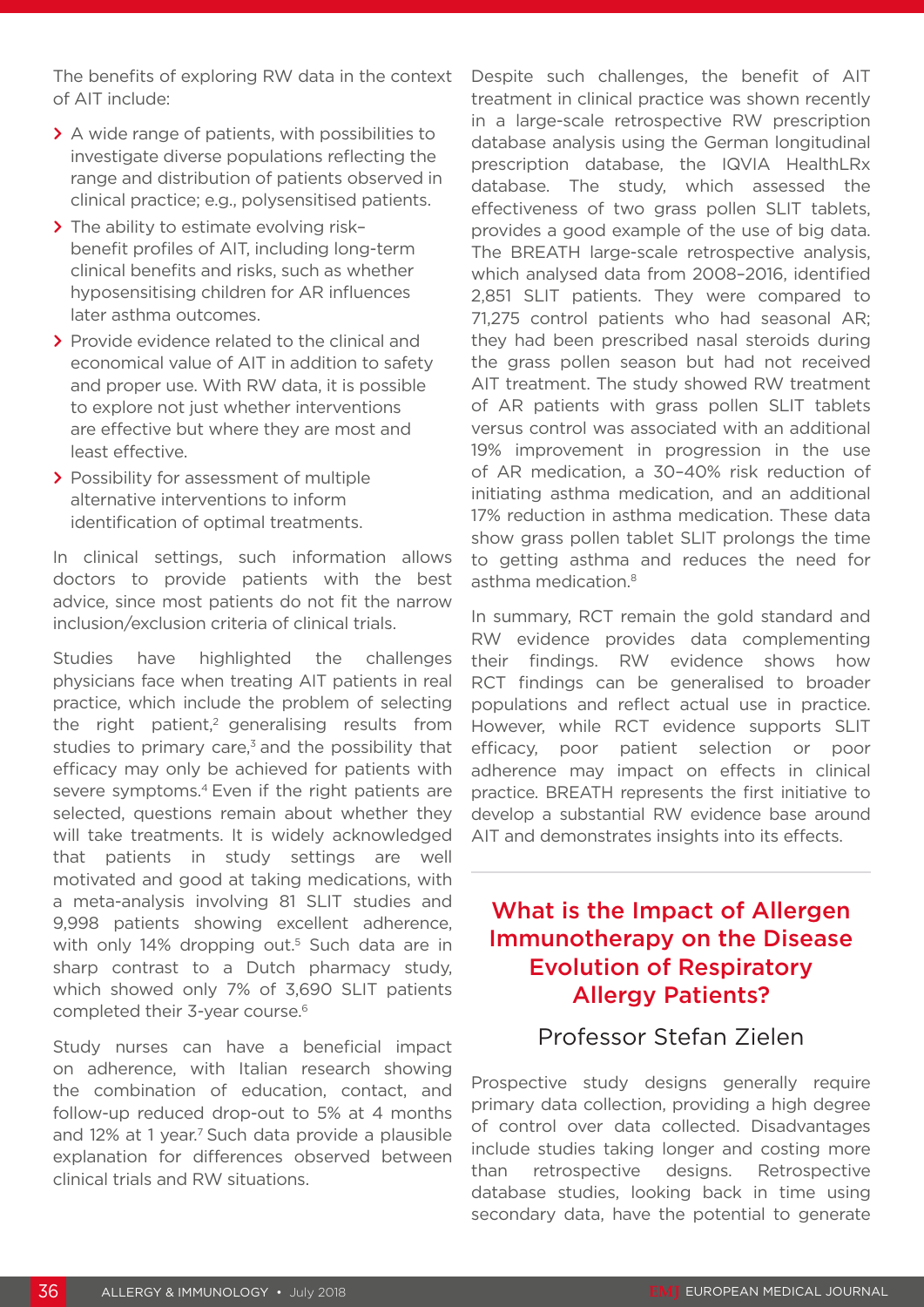The benefits of exploring RW data in the context of AIT include:

- A wide range of patients, with possibilities to investigate diverse populations reflecting the range and distribution of patients observed in clinical practice; e.g., polysensitised patients.
- The ability to estimate evolving risk–benefit profiles of AIT, including long-term clinical benefits and risks, such as whether hyposensitising children for AR influences later asthma outcomes.
- Provide evidence related to the clinical and economical value of AIT in addition to safety and proper use. With RW data, it is possible to explore not just whether interventions are effective but where they are most and least effective.
- Possibility for assessment of multiple alternative interventions to inform identification of optimal treatments.

In clinical settings, such information allows doctors to provide patients with the best advice, since most patients do not fit the narrow inclusion/exclusion criteria of clinical trials.

Studies have highlighted the challenges physicians face when treating AIT patients in real practice, which include the problem of selecting the right patient,[2] generalising results from studies to primary care,[3] and the possibility that efficacy may only be achieved for patients with severe symptoms.[4] Even if the right patients are selected, questions remain about whether they will take treatments. It is widely acknowledged that patients in study settings are well motivated and good at taking medications, with a meta-analysis involving 81 SLIT studies and 9,998 patients showing excellent adherence, with only 14% dropping out.[5] Such data are in sharp contrast to a Dutch pharmacy study, which showed only 7% of 3,690 SLIT patients completed their 3-year course.[6]

Study nurses can have a beneficial impact on adherence, with Italian research showing the combination of education, contact, and follow-up reduced drop-out to 5% at 4 months and 12% at 1 year.[7] Such data provide a plausible explanation for differences observed between clinical trials and RW situations.

Despite such challenges, the benefit of AIT treatment in clinical practice was shown recently in a large-scale retrospective RW prescription database analysis using the German longitudinal prescription database, the IQVIA HealthLRx database. The study, which assessed the effectiveness of two grass pollen SLIT tablets, provides a good example of the use of big data. The BREATH large-scale retrospective analysis, which analysed data from 2008–2016, identified 2,851 SLIT patients. They were compared to 71,275 control patients who had seasonal AR; they had been prescribed nasal steroids during the grass pollen season but had not received AIT treatment. The study showed RW treatment of AR patients with grass pollen SLIT tablets versus control was associated with an additional 19% improvement in progression in the use of AR medication, a 30–40% risk reduction of initiating asthma medication, and an additional 17% reduction in asthma medication. These data show grass pollen tablet SLIT prolongs the time to getting asthma and reduces the need for asthma medication.[8]

In summary, RCT remain the gold standard and RW evidence provides data complementing their findings. RW evidence shows how RCT findings can be generalised to broader populations and reflect actual use in practice. However, while RCT evidence supports SLIT efficacy, poor patient selection or poor adherence may impact on effects in clinical practice. BREATH represents the first initiative to develop a substantial RW evidence base around AIT and demonstrates insights into its effects.

## What is the Impact of Allergen Immunotherapy on the Disease Evolution of Respiratory Allergy Patients?

### Professor Stefan Zielen

Prospective study designs generally require primary data collection, providing a high degree of control over data collected. Disadvantages include studies taking longer and costing more than retrospective designs. Retrospective database studies, looking back in time using secondary data, have the potential to generate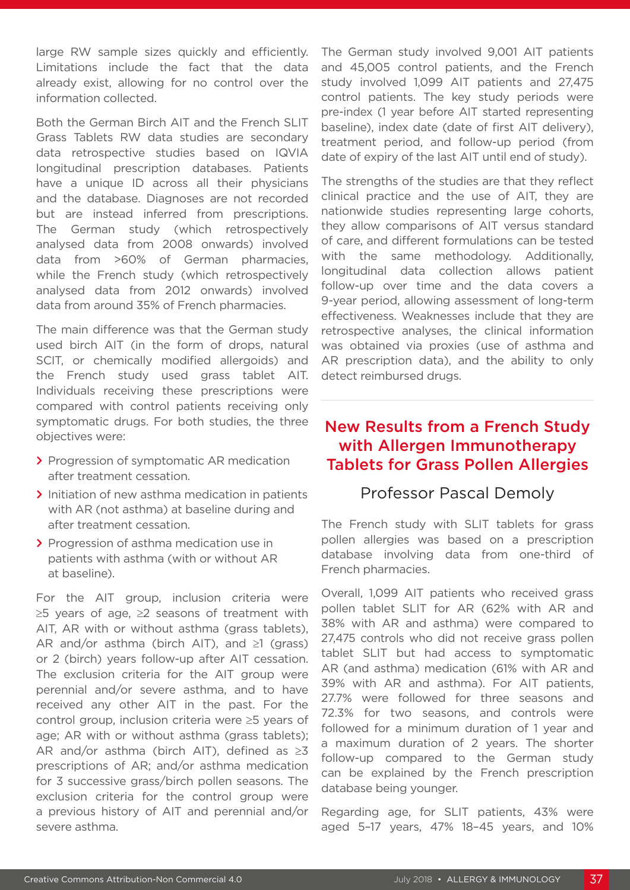large RW sample sizes quickly and efficiently. Limitations include the fact that the data already exist, allowing for no control over the information collected.

Both the German Birch AIT and the French SLIT Grass Tablets RW data studies are secondary data retrospective studies based on IQVIA longitudinal prescription databases. Patients have a unique ID across all their physicians and the database. Diagnoses are not recorded but are instead inferred from prescriptions. The German study (which retrospectively analysed data from 2008 onwards) involved data from >60% of German pharmacies, while the French study (which retrospectively analysed data from 2012 onwards) involved data from around 35% of French pharmacies.

The main difference was that the German study used birch AIT (in the form of drops, natural SCIT, or chemically modified allergoids) and the French study used grass tablet AIT. Individuals receiving these prescriptions were compared with control patients receiving only symptomatic drugs. For both studies, the three objectives were:

- Progression of symptomatic AR medication after treatment cessation.
- Initiation of new asthma medication in patients with AR (not asthma) at baseline during and after treatment cessation.
- Progression of asthma medication use in patients with asthma (with or without AR at baseline).

For the AIT group, inclusion criteria were ≥5 years of age, ≥2 seasons of treatment with AIT, AR with or without asthma (grass tablets), AR and/or asthma (birch AIT), and ≥1 (grass) or 2 (birch) years follow-up after AIT cessation. The exclusion criteria for the AIT group were perennial and/or severe asthma, and to have received any other AIT in the past. For the control group, inclusion criteria were ≥5 years of age; AR with or without asthma (grass tablets); AR and/or asthma (birch AIT), defined as ≥3 prescriptions of AR; and/or asthma medication for 3 successive grass/birch pollen seasons. The exclusion criteria for the control group were a previous history of AIT and perennial and/or severe asthma.

The German study involved 9,001 AIT patients and 45,005 control patients, and the French study involved 1,099 AIT patients and 27,475 control patients. The key study periods were pre-index (1 year before AIT started representing baseline), index date (date of first AIT delivery), treatment period, and follow-up period (from date of expiry of the last AIT until end of study).

The strengths of the studies are that they reflect clinical practice and the use of AIT, they are nationwide studies representing large cohorts, they allow comparisons of AIT versus standard of care, and different formulations can be tested with the same methodology. Additionally, longitudinal data collection allows patient follow-up over time and the data covers a 9-year period, allowing assessment of long-term effectiveness. Weaknesses include that they are retrospective analyses, the clinical information was obtained via proxies (use of asthma and AR prescription data), and the ability to only detect reimbursed drugs.

## New Results from a French Study with Allergen Immunotherapy Tablets for Grass Pollen Allergies

### Professor Pascal Demoly

The French study with SLIT tablets for grass pollen allergies was based on a prescription database involving data from one-third of French pharmacies.

Overall, 1,099 AIT patients who received grass pollen tablet SLIT for AR (62% with AR and 38% with AR and asthma) were compared to 27,475 controls who did not receive grass pollen tablet SLIT but had access to symptomatic AR (and asthma) medication (61% with AR and 39% with AR and asthma). For AIT patients, 27.7% were followed for three seasons and 72.3% for two seasons, and controls were followed for a minimum duration of 1 year and a maximum duration of 2 years. The shorter follow-up compared to the German study can be explained by the French prescription database being younger.

Regarding age, for SLIT patients, 43% were aged 5–17 years, 47% 18–45 years, and 10%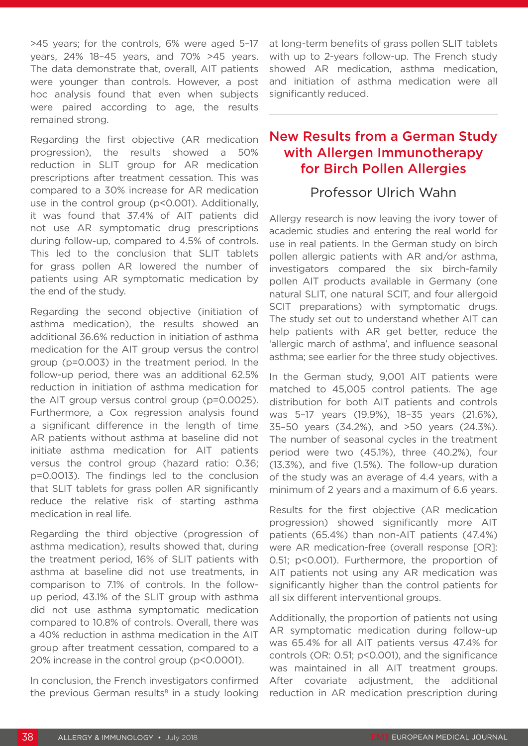>45 years; for the controls, 6% were aged 5–17 years, 24% 18–45 years, and 70% >45 years. The data demonstrate that, overall, AIT patients were younger than controls. However, a post hoc analysis found that even when subjects were paired according to age, the results remained strong.

Regarding the first objective (AR medication progression), the results showed a 50% reduction in SLIT group for AR medication prescriptions after treatment cessation. This was compared to a 30% increase for AR medication use in the control group ($p<0.001$). Additionally, it was found that 37.4% of AIT patients did not use AR symptomatic drug prescriptions during follow-up, compared to 4.5% of controls. This led to the conclusion that SLIT tablets for grass pollen AR lowered the number of patients using AR symptomatic medication by the end of the study.

Regarding the second objective (initiation of asthma medication), the results showed an additional 36.6% reduction in initiation of asthma medication for the AIT group versus the control group ($p=0.003$) in the treatment period. In the follow-up period, there was an additional 62.5% reduction in initiation of asthma medication for the AIT group versus control group ($p=0.0025$). Furthermore, a Cox regression analysis found a significant difference in the length of time AR patients without asthma at baseline did not initiate asthma medication for AIT patients versus the control group (hazard ratio: 0.36; $p=0.0013$). The findings led to the conclusion that SLIT tablets for grass pollen AR significantly reduce the relative risk of starting asthma medication in real life.

Regarding the third objective (progression of asthma medication), results showed that, during the treatment period, 16% of SLIT patients with asthma at baseline did not use treatments, in comparison to 7.1% of controls. In the follow-up period, 43.1% of the SLIT group with asthma did not use asthma symptomatic medication compared to 10.8% of controls. Overall, there was a 40% reduction in asthma medication in the AIT group after treatment cessation, compared to a 20% increase in the control group ($p<0.0001$).

In conclusion, the French investigators confirmed the previous German results[8] in a study looking at long-term benefits of grass pollen SLIT tablets with up to 2-years follow-up. The French study showed AR medication, asthma medication, and initiation of asthma medication were all significantly reduced.

## New Results from a German Study with Allergen Immunotherapy for Birch Pollen Allergies

### Professor Ulrich Wahn

Allergy research is now leaving the ivory tower of academic studies and entering the real world for use in real patients. In the German study on birch pollen allergic patients with AR and/or asthma, investigators compared the six birch-family pollen AIT products available in Germany (one natural SLIT, one natural SCIT, and four allergoid SCIT preparations) with symptomatic drugs. The study set out to understand whether AIT can help patients with AR get better, reduce the 'allergic march of asthma', and influence seasonal asthma; see earlier for the three study objectives.

In the German study, 9,001 AIT patients were matched to 45,005 control patients. The age distribution for both AIT patients and controls was 5–17 years (19.9%), 18–35 years (21.6%), 35–50 years (34.2%), and >50 years (24.3%). The number of seasonal cycles in the treatment period were two (45.1%), three (40.2%), four (13.3%), and five (1.5%). The follow-up duration of the study was an average of 4.4 years, with a minimum of 2 years and a maximum of 6.6 years.

Results for the first objective (AR medication progression) showed significantly more AIT patients (65.4%) than non-AIT patients (47.4%) were AR medication-free (overall response [OR]: 0.51; $p<0.001$). Furthermore, the proportion of AIT patients not using any AR medication was significantly higher than the control patients for all six different interventional groups.

Additionally, the proportion of patients not using AR symptomatic medication during follow-up was 65.4% for all AIT patients versus 47.4% for controls (OR: 0.51; $p<0.001$), and the significance was maintained in all AIT treatment groups. After covariate adjustment, the additional reduction in AR medication prescription during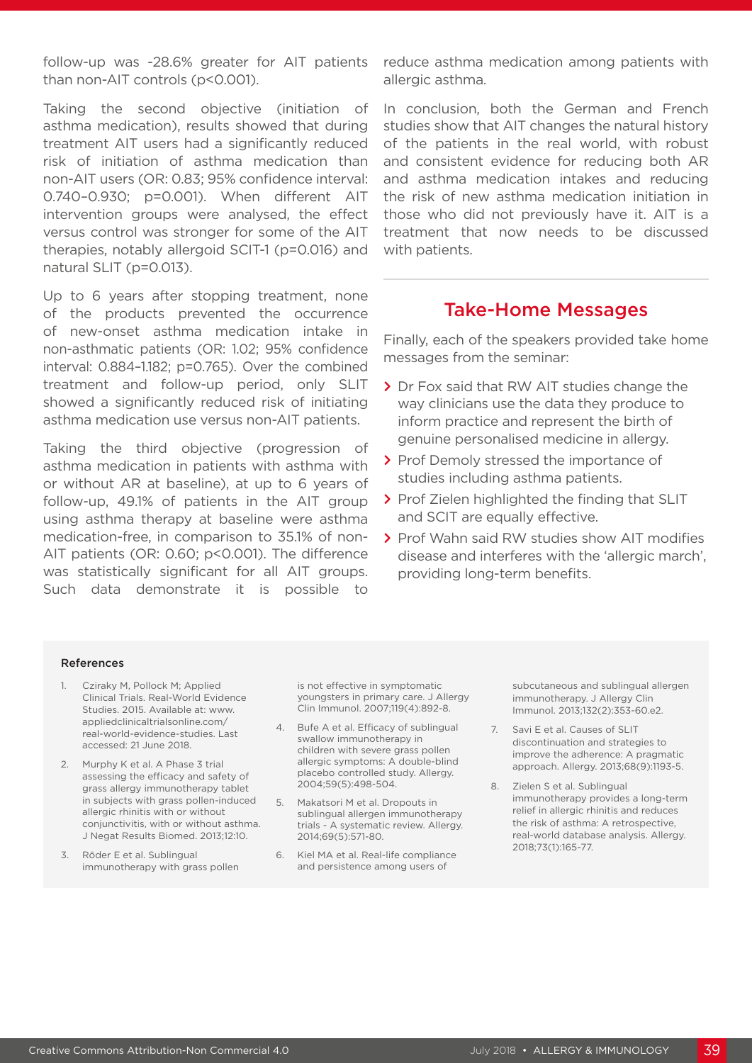follow-up was -28.6% greater for AIT patients than non-AIT controls ($p<0.001$).

Taking the second objective (initiation of asthma medication), results showed that during treatment AIT users had a significantly reduced risk of initiation of asthma medication than non-AIT users (OR: 0.83; 95% confidence interval: 0.740–0.930; $p=0.001$). When different AIT intervention groups were analysed, the effect versus control was stronger for some of the AIT therapies, notably allergoid SCIT-1 ($p=0.016$) and natural SLIT ($p=0.013$).

Up to 6 years after stopping treatment, none of the products prevented the occurrence of new-onset asthma medication intake in non-asthmatic patients (OR: 1.02; 95% confidence interval: 0.884–1.182; $p=0.765$). Over the combined treatment and follow-up period, only SLIT showed a significantly reduced risk of initiating asthma medication use versus non-AIT patients.

Taking the third objective (progression of asthma medication in patients with asthma with or without AR at baseline), at up to 6 years of follow-up, 49.1% of patients in the AIT group using asthma therapy at baseline were asthma medication-free, in comparison to 35.1% of non-AIT patients (OR: 0.60; $p<0.001$). The difference was statistically significant for all AIT groups. Such data demonstrate it is possible to reduce asthma medication among patients with allergic asthma.

In conclusion, both the German and French studies show that AIT changes the natural history of the patients in the real world, with robust and consistent evidence for reducing both AR and asthma medication intakes and reducing the risk of new asthma medication initiation in those who did not previously have it. AIT is a treatment that now needs to be discussed with patients.

## Take-Home Messages

Finally, each of the speakers provided take home messages from the seminar:

- Dr Fox said that RW AIT studies change the way clinicians use the data they produce to inform practice and represent the birth of genuine personalised medicine in allergy.
- Prof Demoly stressed the importance of studies including asthma patients.
- Prof Zielen highlighted the finding that SLIT and SCIT are equally effective.
- Prof Wahn said RW studies show AIT modifies disease and interferes with the 'allergic march', providing long-term benefits.

### References

1. Cziraky M, Pollock M; Applied Clinical Trials. Real-World Evidence Studies. 2015. Available at: www.appliedclinicaltrialsonline.com/real-world-evidence-studies. Last accessed: 21 June 2018.
2. Murphy K et al. A Phase 3 trial assessing the efficacy and safety of grass allergy immunotherapy tablet in subjects with grass pollen-induced allergic rhinitis with or without conjunctivitis, with or without asthma. J Negat Results Biomed. 2013;12:10.
3. Röder E et al. Sublingual immunotherapy with grass pollen is not effective in symptomatic youngsters in primary care. J Allergy Clin Immunol. 2007;119(4):892-8.
4. Bufe A et al. Efficacy of sublingual swallow immunotherapy in children with severe grass pollen allergic symptoms: A double-blind placebo controlled study. Allergy. 2004;59(5):498-504.
5. Makatsori M et al. Dropouts in sublingual allergen immunotherapy trials - A systematic review. Allergy. 2014;69(5):571-80.
6. Kiel MA et al. Real-life compliance and persistence among users of subcutaneous and sublingual allergen immunotherapy. J Allergy Clin Immunol. 2013;132(2):353-60.e2.
7. Savi E et al. Causes of SLIT discontinuation and strategies to improve the adherence: A pragmatic approach. Allergy. 2013;68(9):1193-5.
8. Zielen S et al. Sublingual immunotherapy provides a long-term relief in allergic rhinitis and reduces the risk of asthma: A retrospective, real-world database analysis. Allergy. 2018;73(1):165-77.